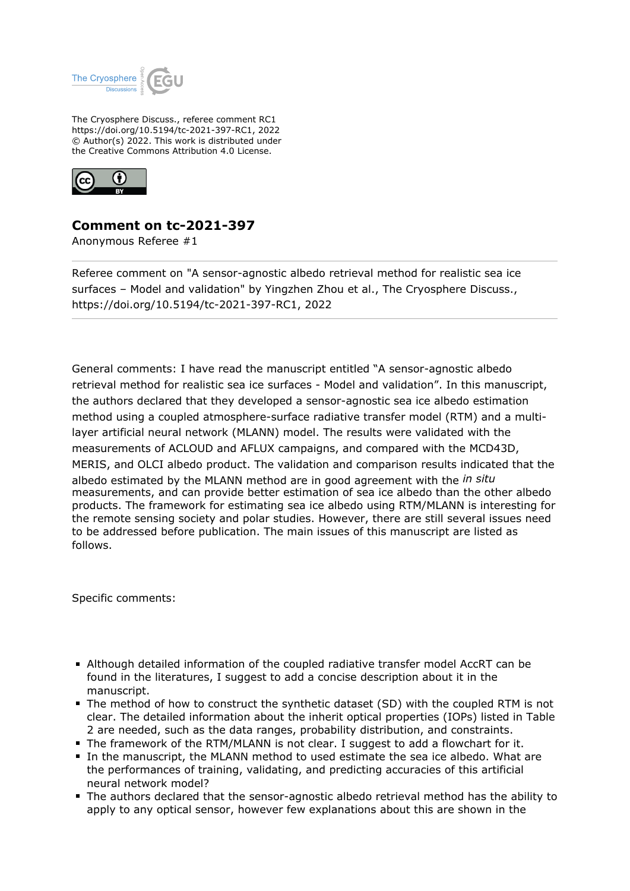The Cryosphere Discuss., referee comment RC1
https://doi.org/10.5194/tc-2021-397-RC1, 2022
© Author(s) 2022. This work is distributed under
the Creative Commons Attribution 4.0 License.

## Comment on tc-2021-397

Anonymous Referee #1

---

Referee comment on "A sensor-agnostic albedo retrieval method for realistic sea ice surfaces – Model and validation" by Yingzhen Zhou et al., The Cryosphere Discuss., https://doi.org/10.5194/tc-2021-397-RC1, 2022

---

General comments: I have read the manuscript entitled "A sensor-agnostic albedo retrieval method for realistic sea ice surfaces - Model and validation". In this manuscript, the authors declared that they developed a sensor-agnostic sea ice albedo estimation method using a coupled atmosphere-surface radiative transfer model (RTM) and a multi-layer artificial neural network (MLANN) model. The results were validated with the measurements of ACLOUD and AFLUX campaigns, and compared with the MCD43D, MERIS, and OLCI albedo product. The validation and comparison results indicated that the albedo estimated by the MLANN method are in good agreement with the *in situ* measurements, and can provide better estimation of sea ice albedo than the other albedo products. The framework for estimating sea ice albedo using RTM/MLANN is interesting for the remote sensing society and polar studies. However, there are still several issues need to be addressed before publication. The main issues of this manuscript are listed as follows.

Specific comments:

- Although detailed information of the coupled radiative transfer model AccRT can be found in the literatures, I suggest to add a concise description about it in the manuscript.
- The method of how to construct the synthetic dataset (SD) with the coupled RTM is not clear. The detailed information about the inherit optical properties (IOPs) listed in Table 2 are needed, such as the data ranges, probability distribution, and constraints.
- The framework of the RTM/MLANN is not clear. I suggest to add a flowchart for it.
- In the manuscript, the MLANN method to used estimate the sea ice albedo. What are the performances of training, validating, and predicting accuracies of this artificial neural network model?
- The authors declared that the sensor-agnostic albedo retrieval method has the ability to apply to any optical sensor, however few explanations about this are shown in the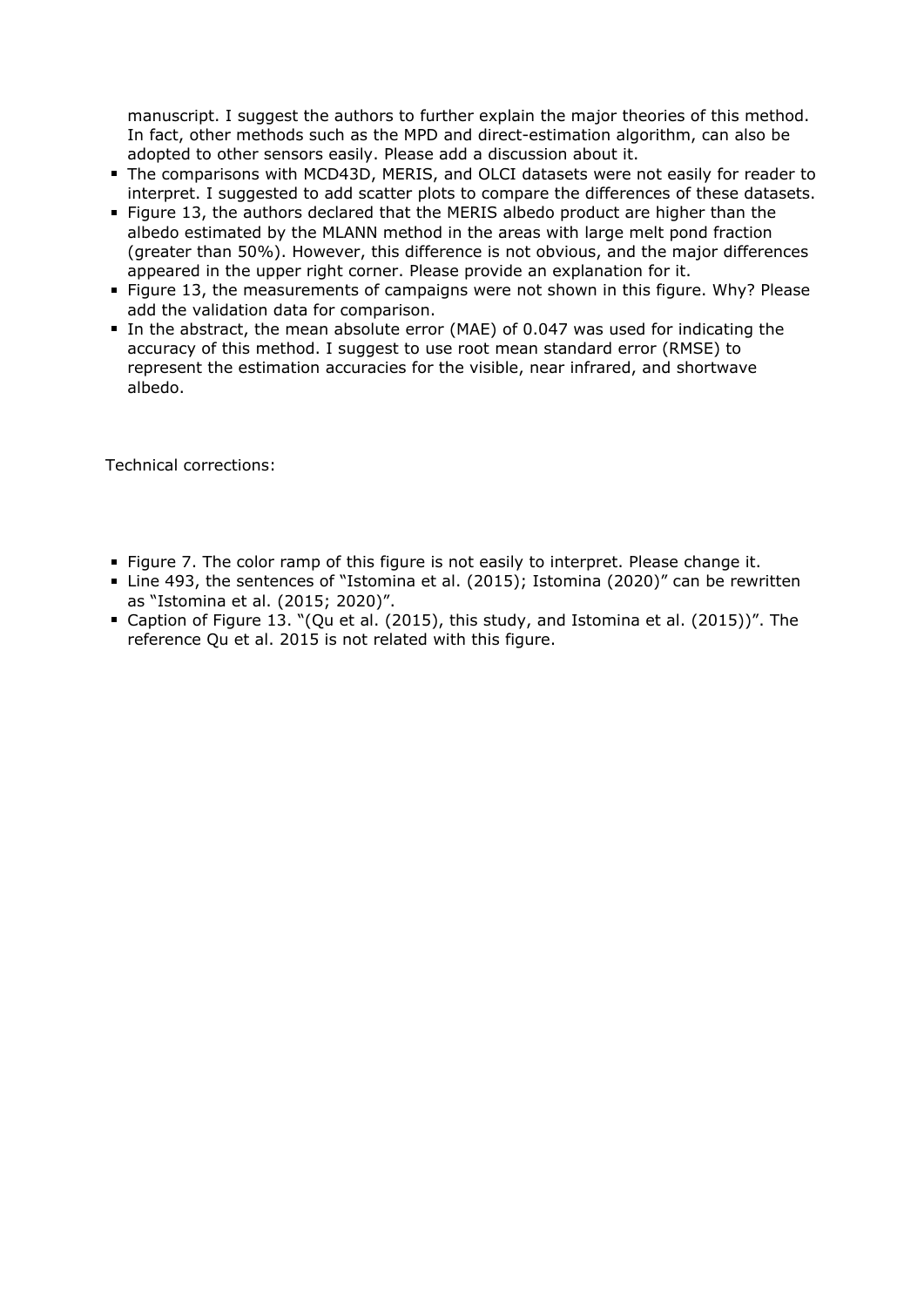manuscript. I suggest the authors to further explain the major theories of this method. In fact, other methods such as the MPD and direct-estimation algorithm, can also be adopted to other sensors easily. Please add a discussion about it.

- The comparisons with MCD43D, MERIS, and OLCI datasets were not easily for reader to interpret. I suggested to add scatter plots to compare the differences of these datasets.
- Figure 13, the authors declared that the MERIS albedo product are higher than the albedo estimated by the MLANN method in the areas with large melt pond fraction (greater than 50%). However, this difference is not obvious, and the major differences appeared in the upper right corner. Please provide an explanation for it.
- Figure 13, the measurements of campaigns were not shown in this figure. Why? Please add the validation data for comparison.
- In the abstract, the mean absolute error (MAE) of 0.047 was used for indicating the accuracy of this method. I suggest to use root mean standard error (RMSE) to represent the estimation accuracies for the visible, near infrared, and shortwave albedo.

Technical corrections:

- Figure 7. The color ramp of this figure is not easily to interpret. Please change it.
- Line 493, the sentences of "Istomina et al. (2015); Istomina (2020)" can be rewritten as "Istomina et al. (2015; 2020)".
- Caption of Figure 13. "(Qu et al. (2015), this study, and Istomina et al. (2015))". The reference Qu et al. 2015 is not related with this figure.